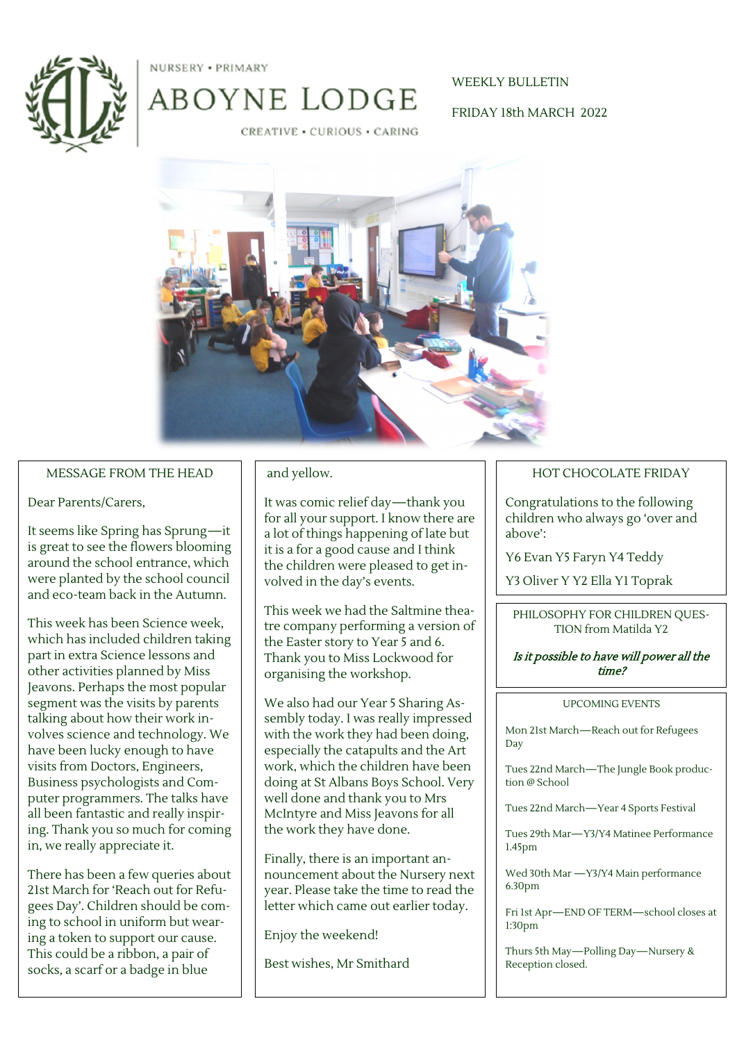NURSERY • PRIMARY

# ABOYNE LODGE

CREATIVE • CURIOUS • CARING

WEEKLY BULLETIN

FRIDAY 18th MARCH 2022

## MESSAGE FROM THE HEAD

Dear Parents/Carers,

It seems like Spring has Sprung—it is great to see the flowers blooming around the school entrance, which were planted by the school council and eco-team back in the Autumn.

This week has been Science week, which has included children taking part in extra Science lessons and other activities planned by Miss Jeavons. Perhaps the most popular segment was the visits by parents talking about how their work involves science and technology. We have been lucky enough to have visits from Doctors, Engineers, Business psychologists and Computer programmers. The talks have all been fantastic and really inspiring. Thank you so much for coming in, we really appreciate it.

There has been a few queries about 21st March for 'Reach out for Refugees Day'. Children should be coming to school in uniform but wearing a token to support our cause. This could be a ribbon, a pair of socks, a scarf or a badge in blue and yellow.

It was comic relief day—thank you for all your support. I know there are a lot of things happening of late but it is a for a good cause and I think the children were pleased to get involved in the day's events.

This week we had the Saltmine theatre company performing a version of the Easter story to Year 5 and 6. Thank you to Miss Lockwood for organising the workshop.

We also had our Year 5 Sharing Assembly today. I was really impressed with the work they had been doing, especially the catapults and the Art work, which the children have been doing at St Albans Boys School. Very well done and thank you to Mrs McIntyre and Miss Jeavons for all the work they have done.

Finally, there is an important announcement about the Nursery next year. Please take the time to read the letter which came out earlier today.

Enjoy the weekend!

Best wishes, Mr Smithard

## HOT CHOCOLATE FRIDAY

Congratulations to the following children who always go 'over and above':

Y6 Evan Y5 Faryn Y4 Teddy

Y3 Oliver Y Y2 Ella Y1 Toprak

## PHILOSOPHY FOR CHILDREN QUESTION from Matilda Y2

***Is it possible to have will power all the time?***

## UPCOMING EVENTS

Mon 21st March—Reach out for Refugees Day

Tues 22nd March—The Jungle Book production @ School

Tues 22nd March—Year 4 Sports Festival

Tues 29th Mar—Y3/Y4 Matinee Performance 1.45pm

Wed 30th Mar —Y3/Y4 Main performance 6.30pm

Fri 1st Apr—END OF TERM—school closes at 1:30pm

Thurs 5th May—Polling Day—Nursery & Reception closed.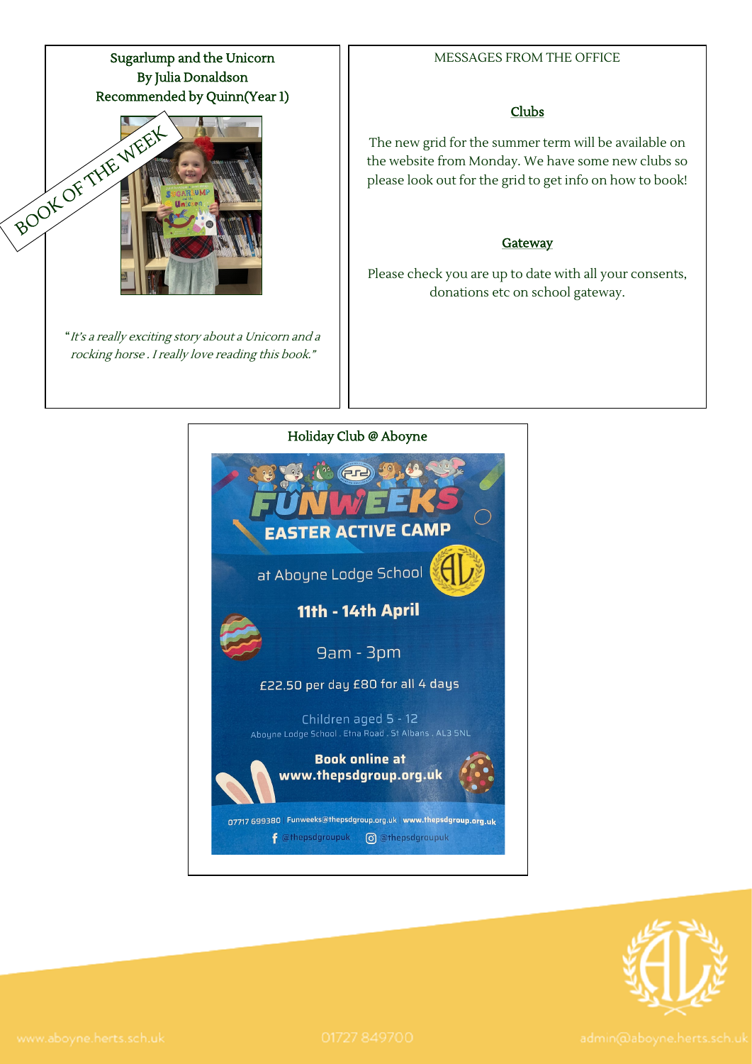## Sugarlump and the Unicorn

By Julia Donaldson

Recommended by Quinn(Year 1)

BOOK OF THE WEEK

*"It's a really exciting story about a Unicorn and a rocking horse . I really love reading this book."*

## MESSAGES FROM THE OFFICE

### Clubs

The new grid for the summer term will be available on the website from Monday. We have some new clubs so please look out for the grid to get info on how to book!

### Gateway

Please check you are up to date with all your consents, donations etc on school gateway.

## Holiday Club @ Aboyne

**FUNWEEKS**

**EASTER ACTIVE CAMP**

at Aboyne Lodge School

**11th - 14th April**

9am - 3pm

£22.50 per day £80 for all 4 days

Children aged 5 - 12

Aboyne Lodge School . Etna Road . St Albans . AL3 5NL

**Book online at www.thepsdgroup.org.uk**

07717 699380 | Funweeks@thepsdgroup.org.uk | www.thepsdgroup.org.uk

@thepsdgroupuk @thepsdgroupuk